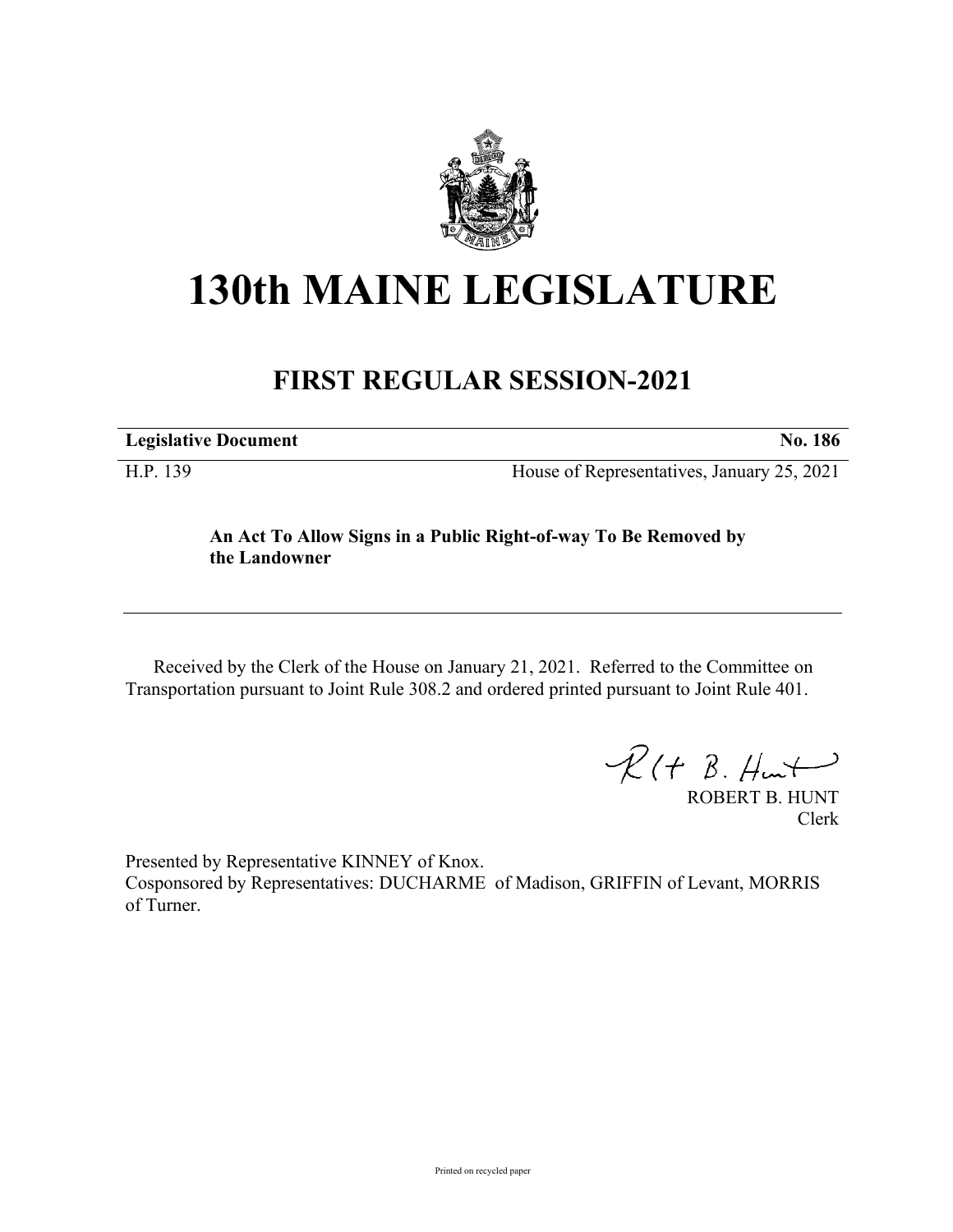# 130th MAINE LEGISLATURE

## FIRST REGULAR SESSION-2021

**Legislative Document** **No. 186**

H.P. 139 House of Representatives, January 25, 2021

**An Act To Allow Signs in a Public Right-of-way To Be Removed by the Landowner**

---

Received by the Clerk of the House on January 21, 2021. Referred to the Committee on Transportation pursuant to Joint Rule 308.2 and ordered printed pursuant to Joint Rule 401.

ROBERT B. HUNT
Clerk

Presented by Representative KINNEY of Knox.
Cosponsored by Representatives: DUCHARME of Madison, GRIFFIN of Levant, MORRIS of Turner.

Printed on recycled paper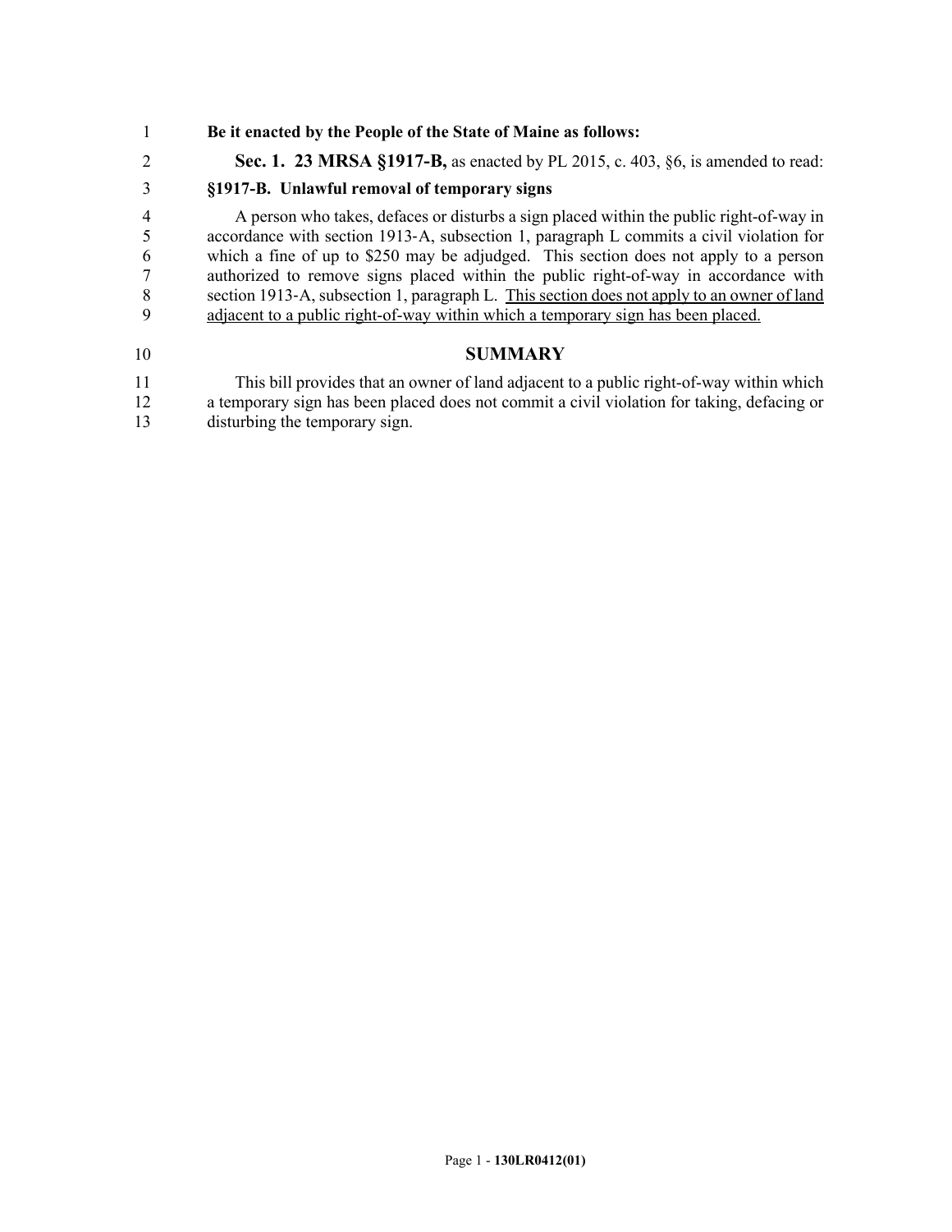**Be it enacted by the People of the State of Maine as follows:**

**Sec. 1. 23 MRSA §1917-B,** as enacted by PL 2015, c. 403, §6, is amended to read:

**§1917-B. Unlawful removal of temporary signs**

A person who takes, defaces or disturbs a sign placed within the public right-of-way in accordance with section 1913-A, subsection 1, paragraph L commits a civil violation for which a fine of up to $250 may be adjudged. This section does not apply to a person authorized to remove signs placed within the public right-of-way in accordance with section 1913-A, subsection 1, paragraph L. <u>This section does not apply to an owner of land adjacent to a public right-of-way within which a temporary sign has been placed.</u>

## SUMMARY

This bill provides that an owner of land adjacent to a public right-of-way within which a temporary sign has been placed does not commit a civil violation for taking, defacing or disturbing the temporary sign.